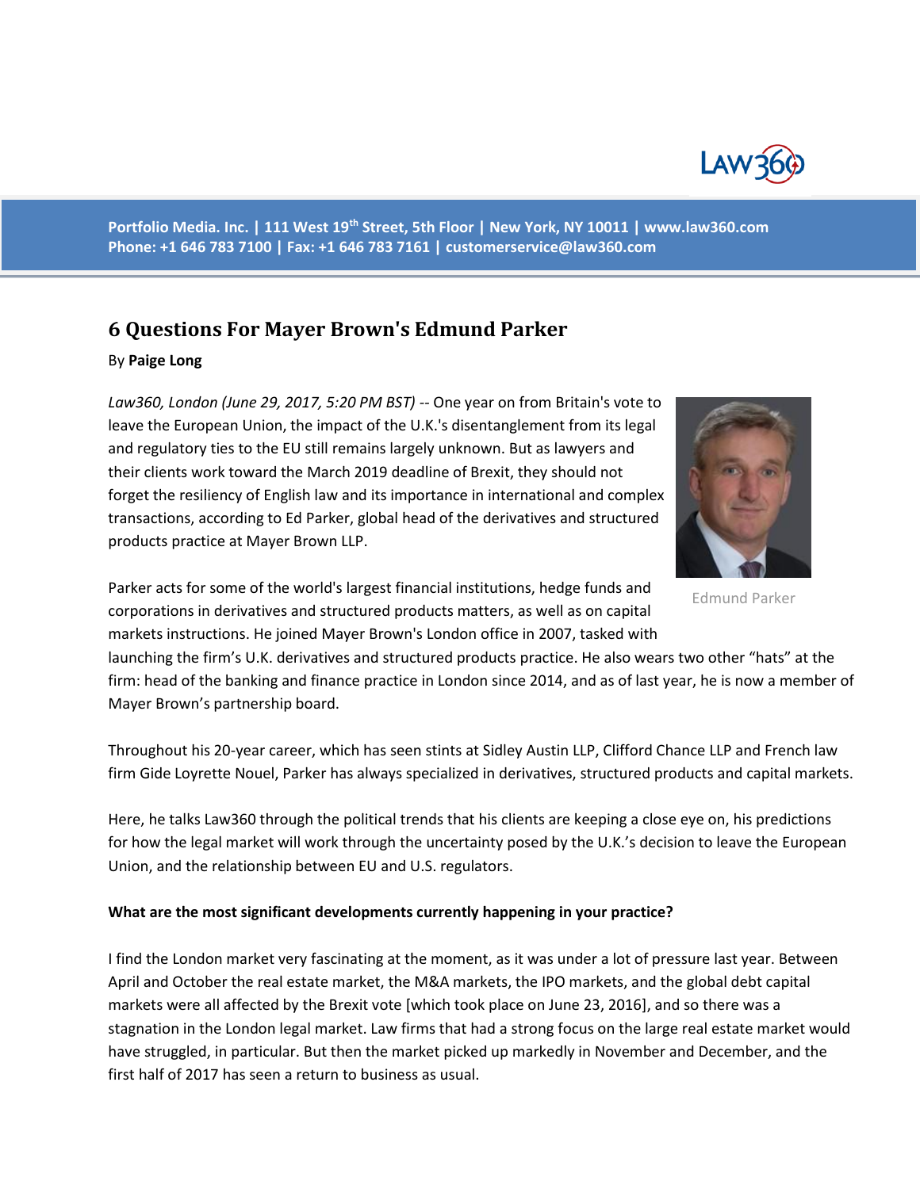Portfolio Media. Inc. | 111 West 19th Street, 5th Floor | New York, NY 10011 | www.law360.com
Phone: +1 646 783 7100 | Fax: +1 646 783 7161 | customerservice@law360.com

# 6 Questions For Mayer Brown's Edmund Parker

By **Paige Long**

*Law360, London (June 29, 2017, 5:20 PM BST)* -- One year on from Britain's vote to leave the European Union, the impact of the U.K.'s disentanglement from its legal and regulatory ties to the EU still remains largely unknown. But as lawyers and their clients work toward the March 2019 deadline of Brexit, they should not forget the resiliency of English law and its importance in international and complex transactions, according to Ed Parker, global head of the derivatives and structured products practice at Mayer Brown LLP.

Edmund Parker

Parker acts for some of the world's largest financial institutions, hedge funds and corporations in derivatives and structured products matters, as well as on capital markets instructions. He joined Mayer Brown's London office in 2007, tasked with launching the firm's U.K. derivatives and structured products practice. He also wears two other "hats" at the firm: head of the banking and finance practice in London since 2014, and as of last year, he is now a member of Mayer Brown's partnership board.

Throughout his 20-year career, which has seen stints at Sidley Austin LLP, Clifford Chance LLP and French law firm Gide Loyrette Nouel, Parker has always specialized in derivatives, structured products and capital markets.

Here, he talks Law360 through the political trends that his clients are keeping a close eye on, his predictions for how the legal market will work through the uncertainty posed by the U.K.'s decision to leave the European Union, and the relationship between EU and U.S. regulators.

**What are the most significant developments currently happening in your practice?**

I find the London market very fascinating at the moment, as it was under a lot of pressure last year. Between April and October the real estate market, the M&A markets, the IPO markets, and the global debt capital markets were all affected by the Brexit vote [which took place on June 23, 2016], and so there was a stagnation in the London legal market. Law firms that had a strong focus on the large real estate market would have struggled, in particular. But then the market picked up markedly in November and December, and the first half of 2017 has seen a return to business as usual.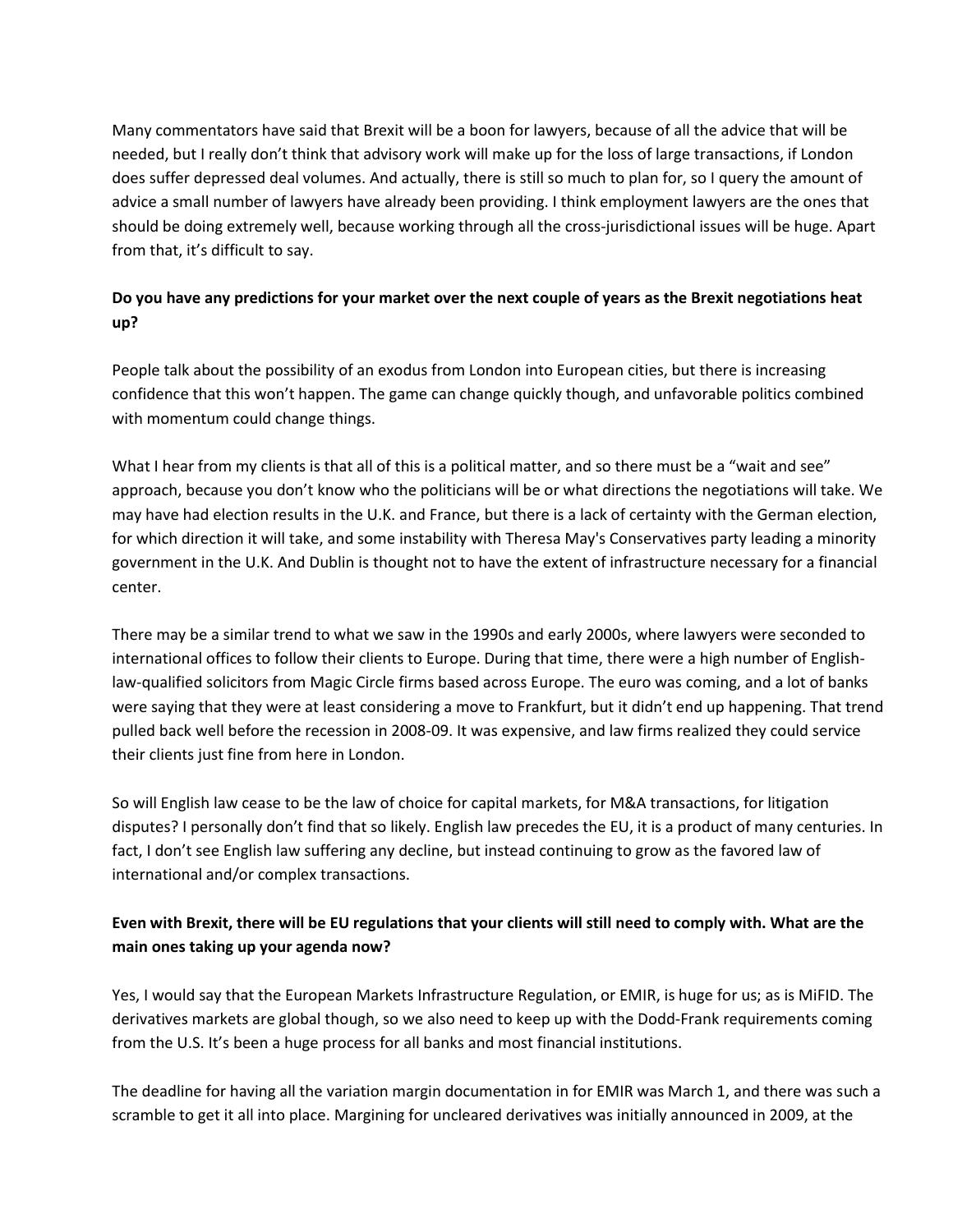Many commentators have said that Brexit will be a boon for lawyers, because of all the advice that will be needed, but I really don't think that advisory work will make up for the loss of large transactions, if London does suffer depressed deal volumes. And actually, there is still so much to plan for, so I query the amount of advice a small number of lawyers have already been providing. I think employment lawyers are the ones that should be doing extremely well, because working through all the cross-jurisdictional issues will be huge. Apart from that, it's difficult to say.

**Do you have any predictions for your market over the next couple of years as the Brexit negotiations heat up?**

People talk about the possibility of an exodus from London into European cities, but there is increasing confidence that this won't happen. The game can change quickly though, and unfavorable politics combined with momentum could change things.

What I hear from my clients is that all of this is a political matter, and so there must be a "wait and see" approach, because you don't know who the politicians will be or what directions the negotiations will take. We may have had election results in the U.K. and France, but there is a lack of certainty with the German election, for which direction it will take, and some instability with Theresa May's Conservatives party leading a minority government in the U.K. And Dublin is thought not to have the extent of infrastructure necessary for a financial center.

There may be a similar trend to what we saw in the 1990s and early 2000s, where lawyers were seconded to international offices to follow their clients to Europe. During that time, there were a high number of English-law-qualified solicitors from Magic Circle firms based across Europe. The euro was coming, and a lot of banks were saying that they were at least considering a move to Frankfurt, but it didn't end up happening. That trend pulled back well before the recession in 2008-09. It was expensive, and law firms realized they could service their clients just fine from here in London.

So will English law cease to be the law of choice for capital markets, for M&A transactions, for litigation disputes? I personally don't find that so likely. English law precedes the EU, it is a product of many centuries. In fact, I don't see English law suffering any decline, but instead continuing to grow as the favored law of international and/or complex transactions.

**Even with Brexit, there will be EU regulations that your clients will still need to comply with. What are the main ones taking up your agenda now?**

Yes, I would say that the European Markets Infrastructure Regulation, or EMIR, is huge for us; as is MiFID. The derivatives markets are global though, so we also need to keep up with the Dodd-Frank requirements coming from the U.S. It's been a huge process for all banks and most financial institutions.

The deadline for having all the variation margin documentation in for EMIR was March 1, and there was such a scramble to get it all into place. Margining for uncleared derivatives was initially announced in 2009, at the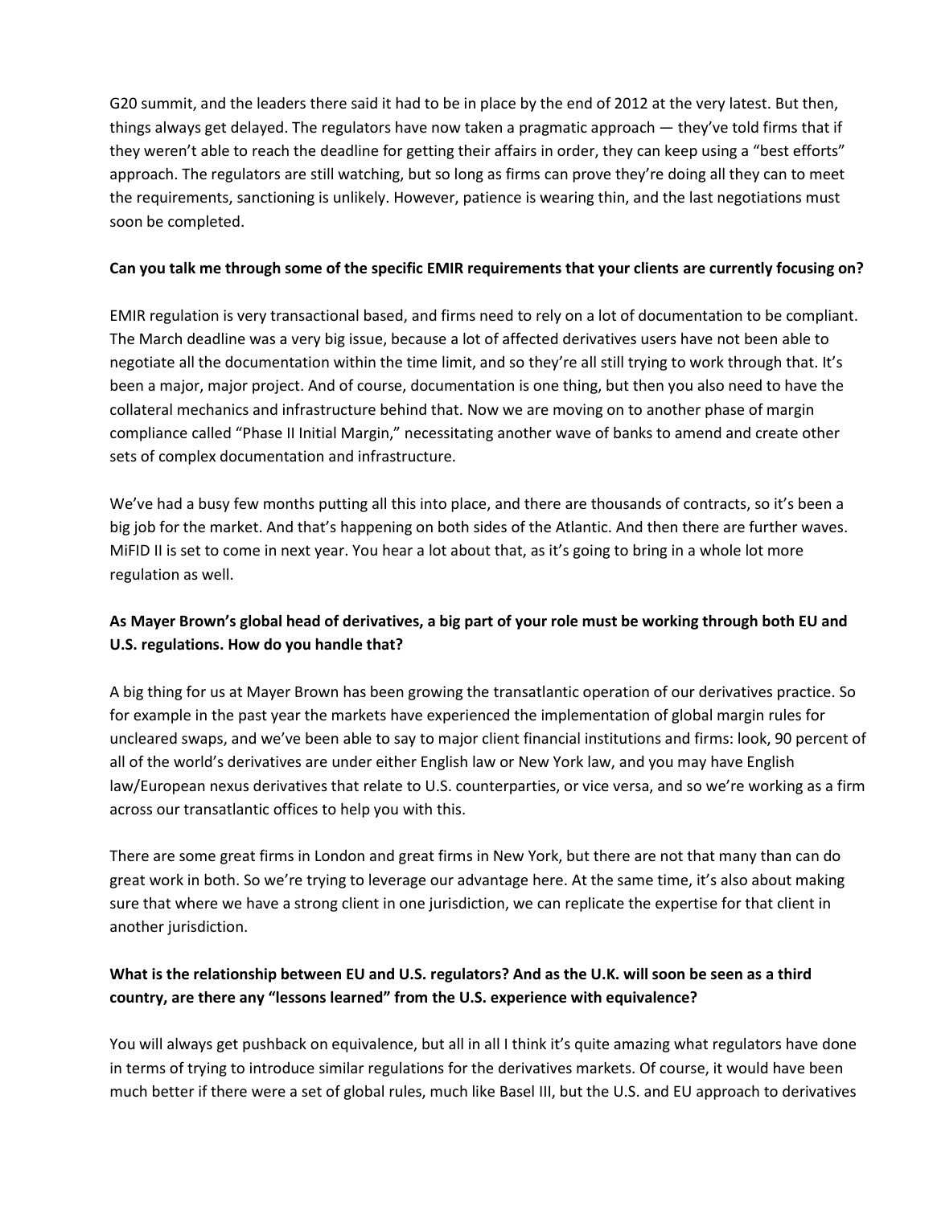G20 summit, and the leaders there said it had to be in place by the end of 2012 at the very latest. But then, things always get delayed. The regulators have now taken a pragmatic approach — they've told firms that if they weren't able to reach the deadline for getting their affairs in order, they can keep using a "best efforts" approach. The regulators are still watching, but so long as firms can prove they're doing all they can to meet the requirements, sanctioning is unlikely. However, patience is wearing thin, and the last negotiations must soon be completed.

**Can you talk me through some of the specific EMIR requirements that your clients are currently focusing on?**

EMIR regulation is very transactional based, and firms need to rely on a lot of documentation to be compliant. The March deadline was a very big issue, because a lot of affected derivatives users have not been able to negotiate all the documentation within the time limit, and so they're all still trying to work through that. It's been a major, major project. And of course, documentation is one thing, but then you also need to have the collateral mechanics and infrastructure behind that. Now we are moving on to another phase of margin compliance called "Phase II Initial Margin," necessitating another wave of banks to amend and create other sets of complex documentation and infrastructure.

We've had a busy few months putting all this into place, and there are thousands of contracts, so it's been a big job for the market. And that's happening on both sides of the Atlantic. And then there are further waves. MiFID II is set to come in next year. You hear a lot about that, as it's going to bring in a whole lot more regulation as well.

**As Mayer Brown's global head of derivatives, a big part of your role must be working through both EU and U.S. regulations. How do you handle that?**

A big thing for us at Mayer Brown has been growing the transatlantic operation of our derivatives practice. So for example in the past year the markets have experienced the implementation of global margin rules for uncleared swaps, and we've been able to say to major client financial institutions and firms: look, 90 percent of all of the world's derivatives are under either English law or New York law, and you may have English law/European nexus derivatives that relate to U.S. counterparties, or vice versa, and so we're working as a firm across our transatlantic offices to help you with this.

There are some great firms in London and great firms in New York, but there are not that many than can do great work in both. So we're trying to leverage our advantage here. At the same time, it's also about making sure that where we have a strong client in one jurisdiction, we can replicate the expertise for that client in another jurisdiction.

**What is the relationship between EU and U.S. regulators? And as the U.K. will soon be seen as a third country, are there any "lessons learned" from the U.S. experience with equivalence?**

You will always get pushback on equivalence, but all in all I think it's quite amazing what regulators have done in terms of trying to introduce similar regulations for the derivatives markets. Of course, it would have been much better if there were a set of global rules, much like Basel III, but the U.S. and EU approach to derivatives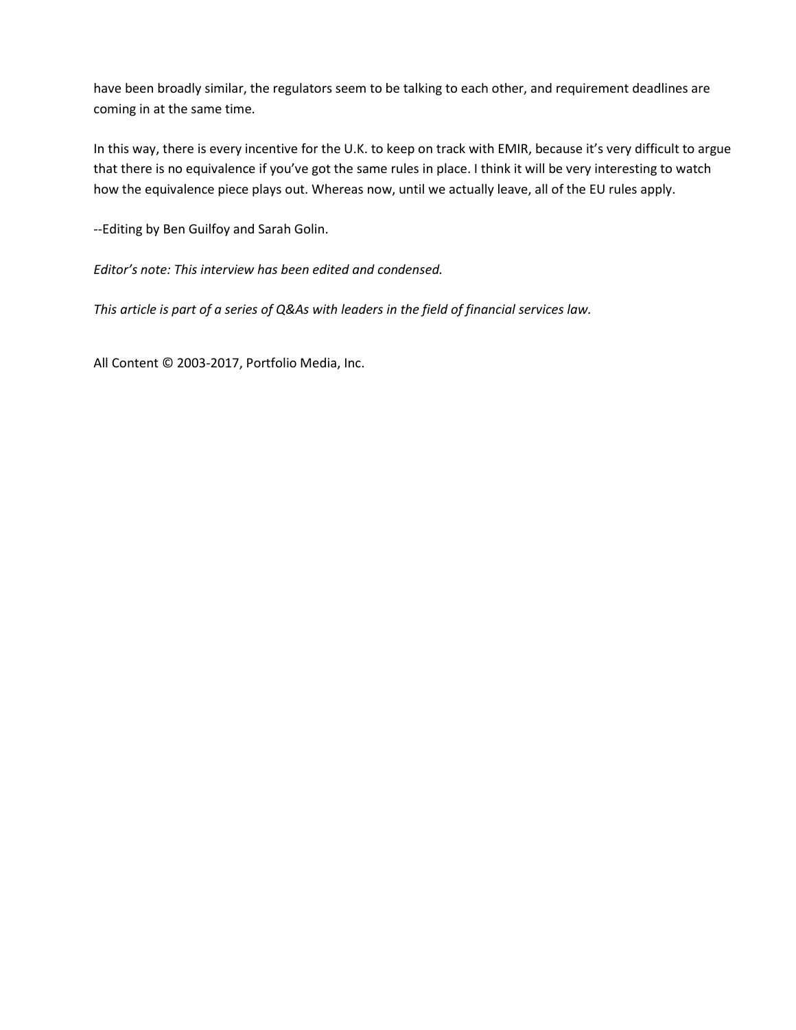have been broadly similar, the regulators seem to be talking to each other, and requirement deadlines are coming in at the same time.

In this way, there is every incentive for the U.K. to keep on track with EMIR, because it's very difficult to argue that there is no equivalence if you've got the same rules in place. I think it will be very interesting to watch how the equivalence piece plays out. Whereas now, until we actually leave, all of the EU rules apply.

--Editing by Ben Guilfoy and Sarah Golin.

*Editor's note: This interview has been edited and condensed.*

*This article is part of a series of Q&As with leaders in the field of financial services law.*

All Content © 2003-2017, Portfolio Media, Inc.